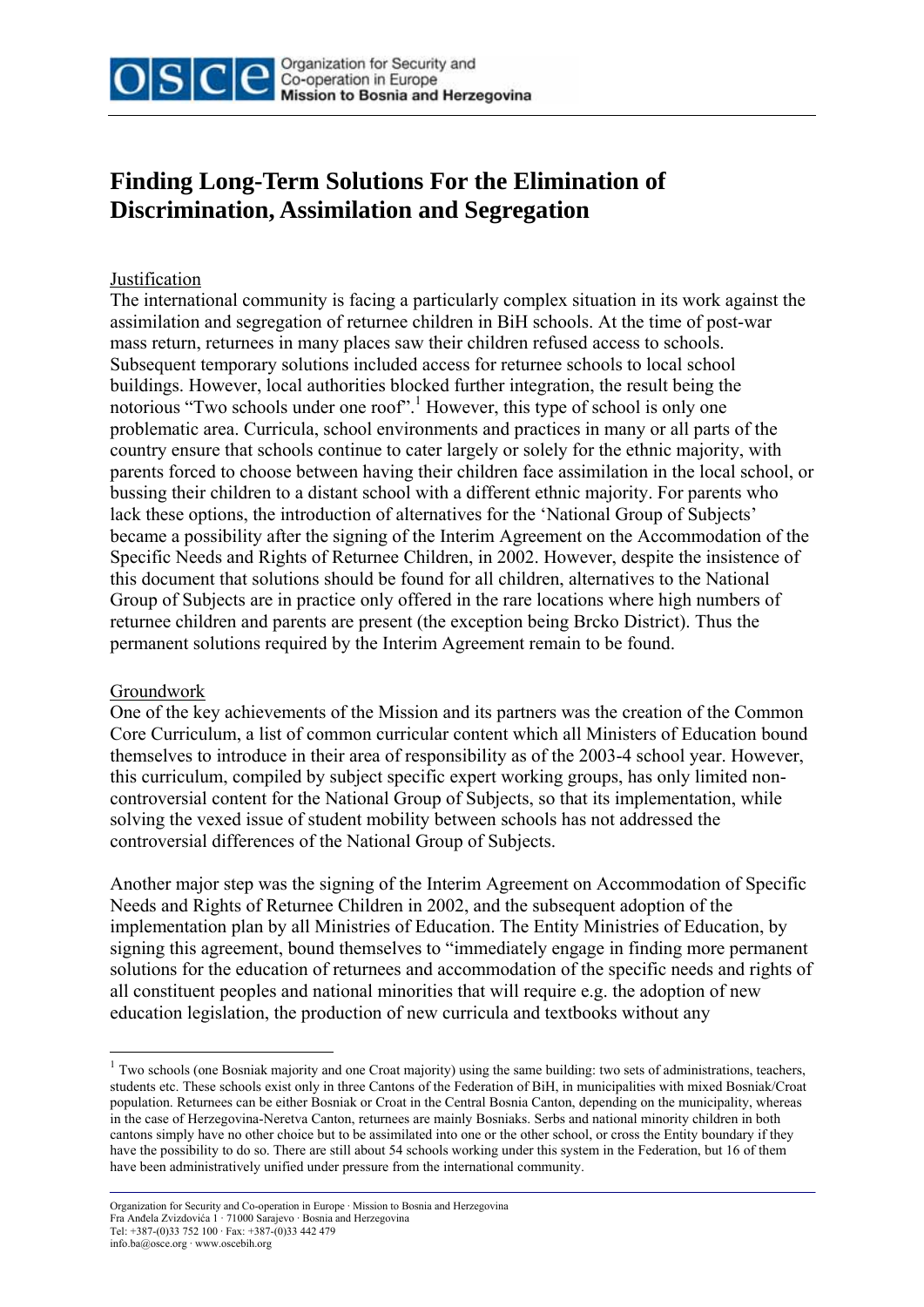# Finding Long-Term Solutions For the Elimination of Discrimination, Assimilation and Segregation

## Justification

The international community is facing a particularly complex situation in its work against the assimilation and segregation of returnee children in BiH schools. At the time of post-war mass return, returnees in many places saw their children refused access to schools. Subsequent temporary solutions included access for returnee schools to local school buildings. However, local authorities blocked further integration, the result being the notorious "Two schools under one roof".[1] However, this type of school is only one problematic area. Curricula, school environments and practices in many or all parts of the country ensure that schools continue to cater largely or solely for the ethnic majority, with parents forced to choose between having their children face assimilation in the local school, or bussing their children to a distant school with a different ethnic majority. For parents who lack these options, the introduction of alternatives for the 'National Group of Subjects' became a possibility after the signing of the Interim Agreement on the Accommodation of the Specific Needs and Rights of Returnee Children, in 2002. However, despite the insistence of this document that solutions should be found for all children, alternatives to the National Group of Subjects are in practice only offered in the rare locations where high numbers of returnee children and parents are present (the exception being Brcko District). Thus the permanent solutions required by the Interim Agreement remain to be found.

## Groundwork

One of the key achievements of the Mission and its partners was the creation of the Common Core Curriculum, a list of common curricular content which all Ministers of Education bound themselves to introduce in their area of responsibility as of the 2003-4 school year. However, this curriculum, compiled by subject specific expert working groups, has only limited non-controversial content for the National Group of Subjects, so that its implementation, while solving the vexed issue of student mobility between schools has not addressed the controversial differences of the National Group of Subjects.

Another major step was the signing of the Interim Agreement on Accommodation of Specific Needs and Rights of Returnee Children in 2002, and the subsequent adoption of the implementation plan by all Ministries of Education. The Entity Ministries of Education, by signing this agreement, bound themselves to "immediately engage in finding more permanent solutions for the education of returnees and accommodation of the specific needs and rights of all constituent peoples and national minorities that will require e.g. the adoption of new education legislation, the production of new curricula and textbooks without any

---

[1] Two schools (one Bosniak majority and one Croat majority) using the same building: two sets of administrations, teachers, students etc. These schools exist only in three Cantons of the Federation of BiH, in municipalities with mixed Bosniak/Croat population. Returnees can be either Bosniak or Croat in the Central Bosnia Canton, depending on the municipality, whereas in the case of Herzegovina-Neretva Canton, returnees are mainly Bosniaks. Serbs and national minority children in both cantons simply have no other choice but to be assimilated into one or the other school, or cross the Entity boundary if they have the possibility to do so. There are still about 54 schools working under this system in the Federation, but 16 of them have been administratively unified under pressure from the international community.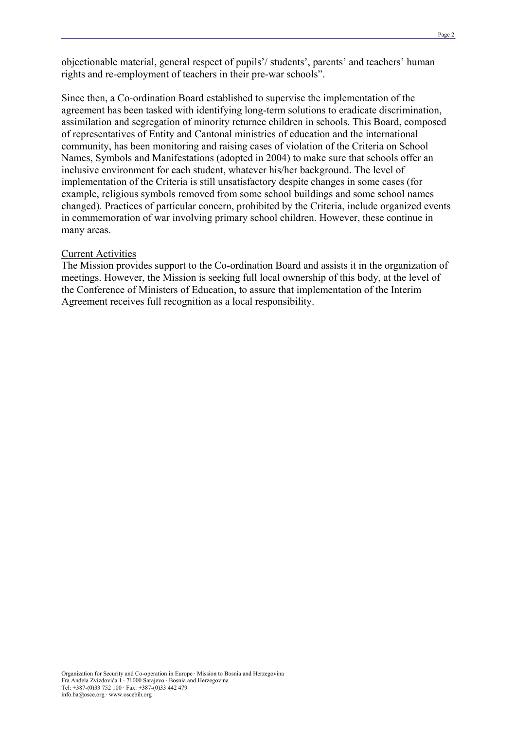objectionable material, general respect of pupils'/ students', parents' and teachers' human rights and re-employment of teachers in their pre-war schools".

Since then, a Co-ordination Board established to supervise the implementation of the agreement has been tasked with identifying long-term solutions to eradicate discrimination, assimilation and segregation of minority returnee children in schools. This Board, composed of representatives of Entity and Cantonal ministries of education and the international community, has been monitoring and raising cases of violation of the Criteria on School Names, Symbols and Manifestations (adopted in 2004) to make sure that schools offer an inclusive environment for each student, whatever his/her background. The level of implementation of the Criteria is still unsatisfactory despite changes in some cases (for example, religious symbols removed from some school buildings and some school names changed). Practices of particular concern, prohibited by the Criteria, include organized events in commemoration of war involving primary school children. However, these continue in many areas.

Current Activities

The Mission provides support to the Co-ordination Board and assists it in the organization of meetings. However, the Mission is seeking full local ownership of this body, at the level of the Conference of Ministers of Education, to assure that implementation of the Interim Agreement receives full recognition as a local responsibility.